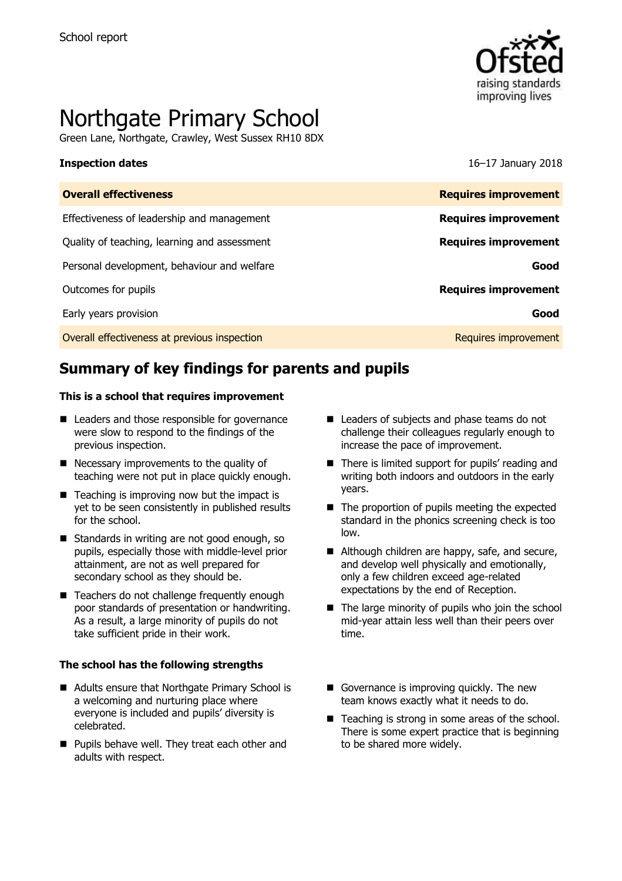School report

# Northgate Primary School

Green Lane, Northgate, Crawley, West Sussex RH10 8DX

**Inspection dates** 16–17 January 2018

| **Overall effectiveness** | **Requires improvement** |
|---|---|
| Effectiveness of leadership and management | **Requires improvement** |
| Quality of teaching, learning and assessment | **Requires improvement** |
| Personal development, behaviour and welfare | **Good** |
| Outcomes for pupils | **Requires improvement** |
| Early years provision | **Good** |
| Overall effectiveness at previous inspection | Requires improvement |

## Summary of key findings for parents and pupils

**This is a school that requires improvement**

- Leaders and those responsible for governance were slow to respond to the findings of the previous inspection.
- Necessary improvements to the quality of teaching were not put in place quickly enough.
- Teaching is improving now but the impact is yet to be seen consistently in published results for the school.
- Standards in writing are not good enough, so pupils, especially those with middle-level prior attainment, are not as well prepared for secondary school as they should be.
- Teachers do not challenge frequently enough poor standards of presentation or handwriting. As a result, a large minority of pupils do not take sufficient pride in their work.
- Leaders of subjects and phase teams do not challenge their colleagues regularly enough to increase the pace of improvement.
- There is limited support for pupils' reading and writing both indoors and outdoors in the early years.
- The proportion of pupils meeting the expected standard in the phonics screening check is too low.
- Although children are happy, safe, and secure, and develop well physically and emotionally, only a few children exceed age-related expectations by the end of Reception.
- The large minority of pupils who join the school mid-year attain less well than their peers over time.

**The school has the following strengths**

- Adults ensure that Northgate Primary School is a welcoming and nurturing place where everyone is included and pupils' diversity is celebrated.
- Pupils behave well. They treat each other and adults with respect.
- Governance is improving quickly. The new team knows exactly what it needs to do.
- Teaching is strong in some areas of the school. There is some expert practice that is beginning to be shared more widely.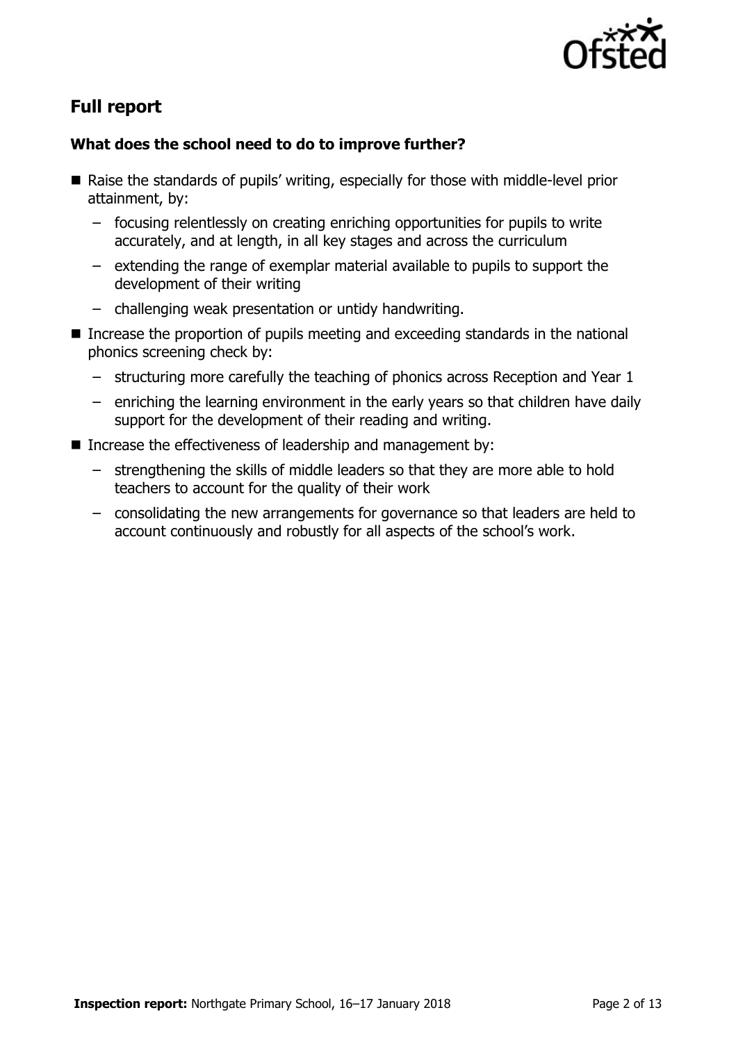## Full report

### What does the school need to do to improve further?

- Raise the standards of pupils' writing, especially for those with middle-level prior attainment, by:
  - focusing relentlessly on creating enriching opportunities for pupils to write accurately, and at length, in all key stages and across the curriculum
  - extending the range of exemplar material available to pupils to support the development of their writing
  - challenging weak presentation or untidy handwriting.
- Increase the proportion of pupils meeting and exceeding standards in the national phonics screening check by:
  - structuring more carefully the teaching of phonics across Reception and Year 1
  - enriching the learning environment in the early years so that children have daily support for the development of their reading and writing.
- Increase the effectiveness of leadership and management by:
  - strengthening the skills of middle leaders so that they are more able to hold teachers to account for the quality of their work
  - consolidating the new arrangements for governance so that leaders are held to account continuously and robustly for all aspects of the school's work.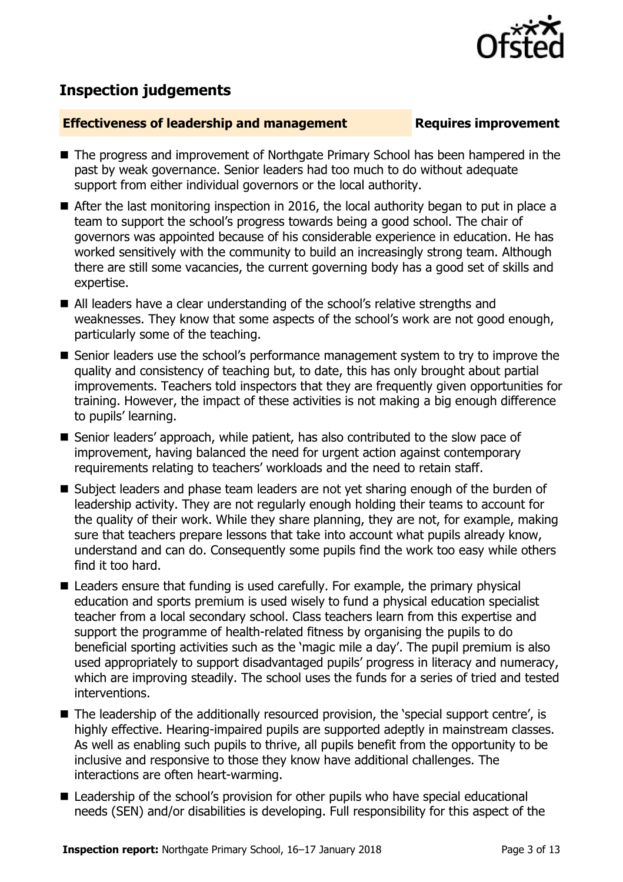## Inspection judgements

**Effectiveness of leadership and management** **Requires improvement**

- The progress and improvement of Northgate Primary School has been hampered in the past by weak governance. Senior leaders had too much to do without adequate support from either individual governors or the local authority.
- After the last monitoring inspection in 2016, the local authority began to put in place a team to support the school's progress towards being a good school. The chair of governors was appointed because of his considerable experience in education. He has worked sensitively with the community to build an increasingly strong team. Although there are still some vacancies, the current governing body has a good set of skills and expertise.
- All leaders have a clear understanding of the school's relative strengths and weaknesses. They know that some aspects of the school's work are not good enough, particularly some of the teaching.
- Senior leaders use the school's performance management system to try to improve the quality and consistency of teaching but, to date, this has only brought about partial improvements. Teachers told inspectors that they are frequently given opportunities for training. However, the impact of these activities is not making a big enough difference to pupils' learning.
- Senior leaders' approach, while patient, has also contributed to the slow pace of improvement, having balanced the need for urgent action against contemporary requirements relating to teachers' workloads and the need to retain staff.
- Subject leaders and phase team leaders are not yet sharing enough of the burden of leadership activity. They are not regularly enough holding their teams to account for the quality of their work. While they share planning, they are not, for example, making sure that teachers prepare lessons that take into account what pupils already know, understand and can do. Consequently some pupils find the work too easy while others find it too hard.
- Leaders ensure that funding is used carefully. For example, the primary physical education and sports premium is used wisely to fund a physical education specialist teacher from a local secondary school. Class teachers learn from this expertise and support the programme of health-related fitness by organising the pupils to do beneficial sporting activities such as the 'magic mile a day'. The pupil premium is also used appropriately to support disadvantaged pupils' progress in literacy and numeracy, which are improving steadily. The school uses the funds for a series of tried and tested interventions.
- The leadership of the additionally resourced provision, the 'special support centre', is highly effective. Hearing-impaired pupils are supported adeptly in mainstream classes. As well as enabling such pupils to thrive, all pupils benefit from the opportunity to be inclusive and responsive to those they know have additional challenges. The interactions are often heart-warming.
- Leadership of the school's provision for other pupils who have special educational needs (SEN) and/or disabilities is developing. Full responsibility for this aspect of the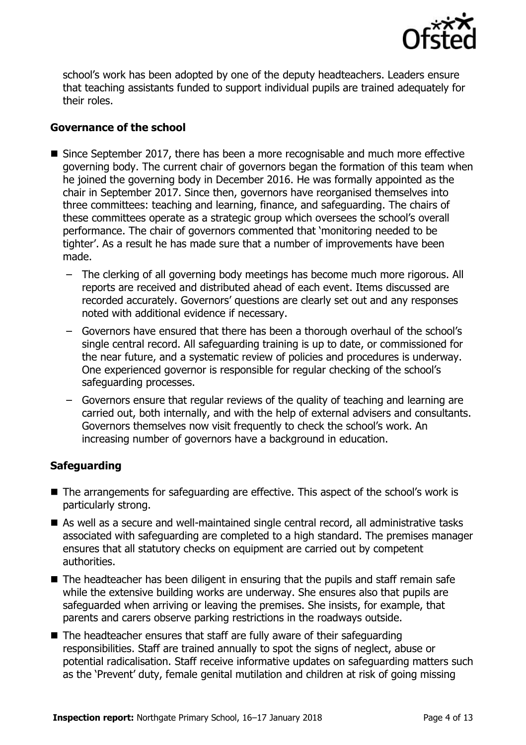school's work has been adopted by one of the deputy headteachers. Leaders ensure that teaching assistants funded to support individual pupils are trained adequately for their roles.

### Governance of the school

- Since September 2017, there has been a more recognisable and much more effective governing body. The current chair of governors began the formation of this team when he joined the governing body in December 2016. He was formally appointed as the chair in September 2017. Since then, governors have reorganised themselves into three committees: teaching and learning, finance, and safeguarding. The chairs of these committees operate as a strategic group which oversees the school's overall performance. The chair of governors commented that 'monitoring needed to be tighter'. As a result he has made sure that a number of improvements have been made.
  - The clerking of all governing body meetings has become much more rigorous. All reports are received and distributed ahead of each event. Items discussed are recorded accurately. Governors' questions are clearly set out and any responses noted with additional evidence if necessary.
  - Governors have ensured that there has been a thorough overhaul of the school's single central record. All safeguarding training is up to date, or commissioned for the near future, and a systematic review of policies and procedures is underway. One experienced governor is responsible for regular checking of the school's safeguarding processes.
  - Governors ensure that regular reviews of the quality of teaching and learning are carried out, both internally, and with the help of external advisers and consultants. Governors themselves now visit frequently to check the school's work. An increasing number of governors have a background in education.

### Safeguarding

- The arrangements for safeguarding are effective. This aspect of the school's work is particularly strong.
- As well as a secure and well-maintained single central record, all administrative tasks associated with safeguarding are completed to a high standard. The premises manager ensures that all statutory checks on equipment are carried out by competent authorities.
- The headteacher has been diligent in ensuring that the pupils and staff remain safe while the extensive building works are underway. She ensures also that pupils are safeguarded when arriving or leaving the premises. She insists, for example, that parents and carers observe parking restrictions in the roadways outside.
- The headteacher ensures that staff are fully aware of their safeguarding responsibilities. Staff are trained annually to spot the signs of neglect, abuse or potential radicalisation. Staff receive informative updates on safeguarding matters such as the 'Prevent' duty, female genital mutilation and children at risk of going missing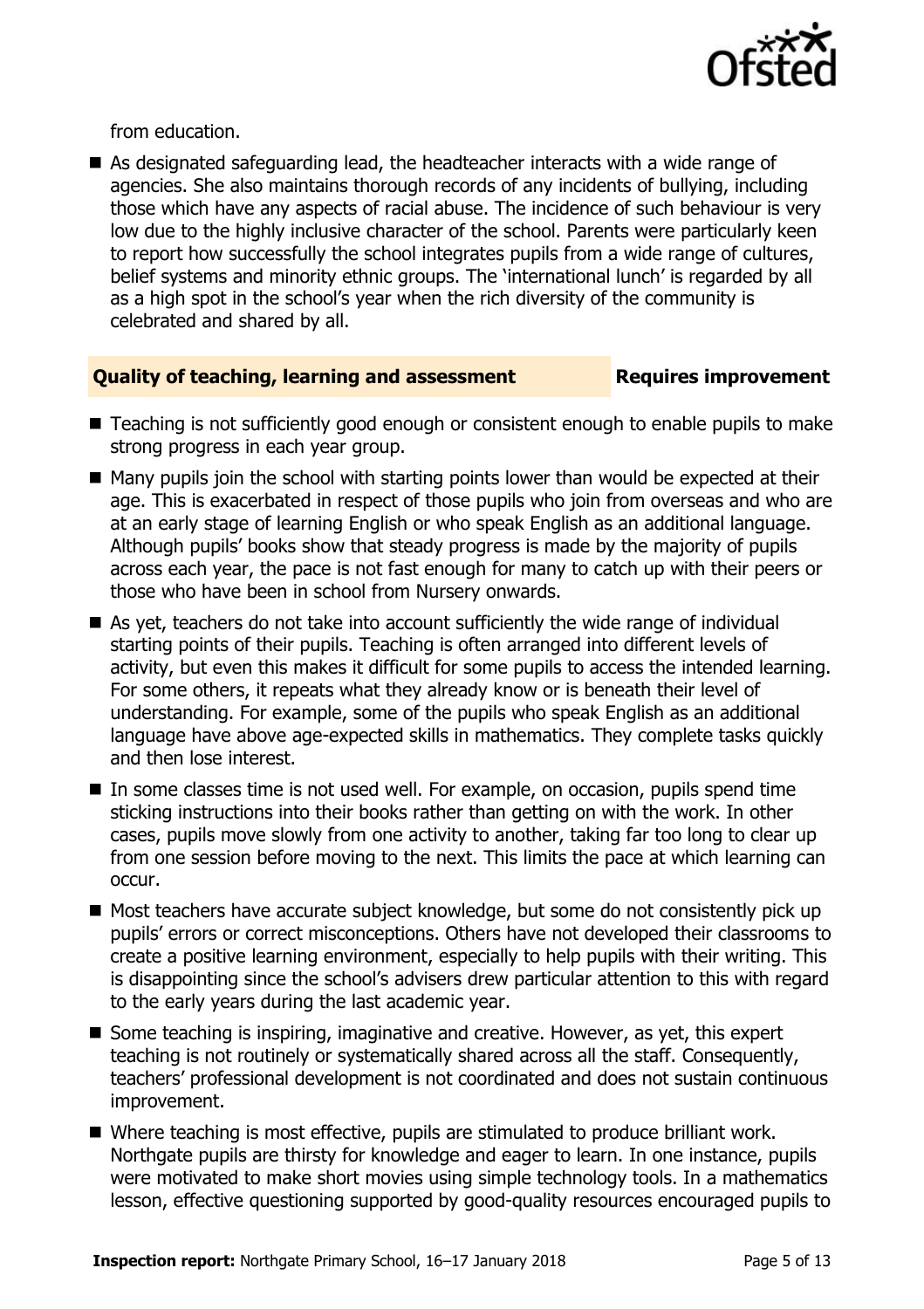from education.

- As designated safeguarding lead, the headteacher interacts with a wide range of agencies. She also maintains thorough records of any incidents of bullying, including those which have any aspects of racial abuse. The incidence of such behaviour is very low due to the highly inclusive character of the school. Parents were particularly keen to report how successfully the school integrates pupils from a wide range of cultures, belief systems and minority ethnic groups. The 'international lunch' is regarded by all as a high spot in the school's year when the rich diversity of the community is celebrated and shared by all.

## Quality of teaching, learning and assessment — Requires improvement

- Teaching is not sufficiently good enough or consistent enough to enable pupils to make strong progress in each year group.
- Many pupils join the school with starting points lower than would be expected at their age. This is exacerbated in respect of those pupils who join from overseas and who are at an early stage of learning English or who speak English as an additional language. Although pupils' books show that steady progress is made by the majority of pupils across each year, the pace is not fast enough for many to catch up with their peers or those who have been in school from Nursery onwards.
- As yet, teachers do not take into account sufficiently the wide range of individual starting points of their pupils. Teaching is often arranged into different levels of activity, but even this makes it difficult for some pupils to access the intended learning. For some others, it repeats what they already know or is beneath their level of understanding. For example, some of the pupils who speak English as an additional language have above age-expected skills in mathematics. They complete tasks quickly and then lose interest.
- In some classes time is not used well. For example, on occasion, pupils spend time sticking instructions into their books rather than getting on with the work. In other cases, pupils move slowly from one activity to another, taking far too long to clear up from one session before moving to the next. This limits the pace at which learning can occur.
- Most teachers have accurate subject knowledge, but some do not consistently pick up pupils' errors or correct misconceptions. Others have not developed their classrooms to create a positive learning environment, especially to help pupils with their writing. This is disappointing since the school's advisers drew particular attention to this with regard to the early years during the last academic year.
- Some teaching is inspiring, imaginative and creative. However, as yet, this expert teaching is not routinely or systematically shared across all the staff. Consequently, teachers' professional development is not coordinated and does not sustain continuous improvement.
- Where teaching is most effective, pupils are stimulated to produce brilliant work. Northgate pupils are thirsty for knowledge and eager to learn. In one instance, pupils were motivated to make short movies using simple technology tools. In a mathematics lesson, effective questioning supported by good-quality resources encouraged pupils to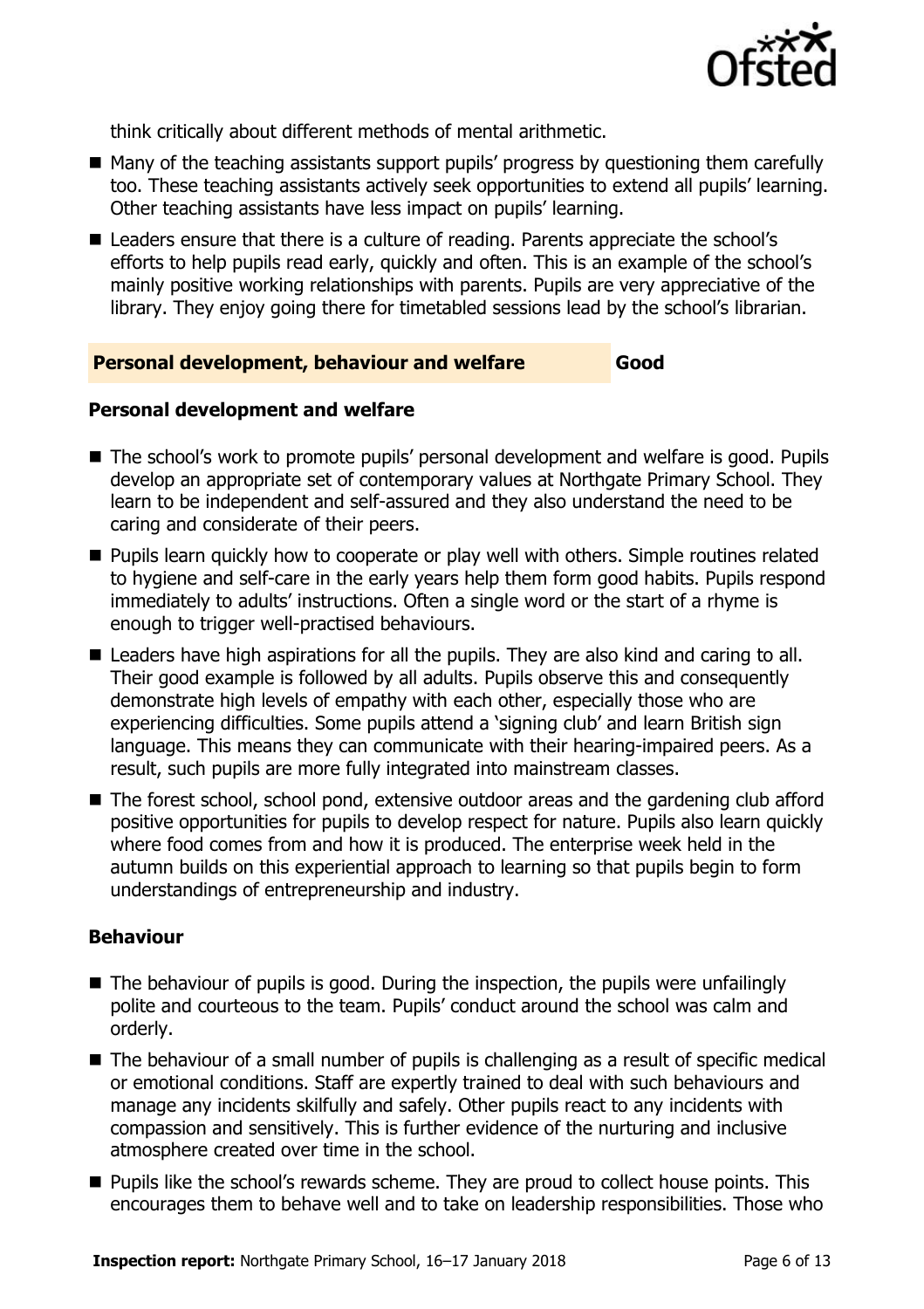think critically about different methods of mental arithmetic.

- Many of the teaching assistants support pupils' progress by questioning them carefully too. These teaching assistants actively seek opportunities to extend all pupils' learning. Other teaching assistants have less impact on pupils' learning.
- Leaders ensure that there is a culture of reading. Parents appreciate the school's efforts to help pupils read early, quickly and often. This is an example of the school's mainly positive working relationships with parents. Pupils are very appreciative of the library. They enjoy going there for timetabled sessions lead by the school's librarian.

| **Personal development, behaviour and welfare** | **Good** |
| --- | --- |

### Personal development and welfare

- The school's work to promote pupils' personal development and welfare is good. Pupils develop an appropriate set of contemporary values at Northgate Primary School. They learn to be independent and self-assured and they also understand the need to be caring and considerate of their peers.
- Pupils learn quickly how to cooperate or play well with others. Simple routines related to hygiene and self-care in the early years help them form good habits. Pupils respond immediately to adults' instructions. Often a single word or the start of a rhyme is enough to trigger well-practised behaviours.
- Leaders have high aspirations for all the pupils. They are also kind and caring to all. Their good example is followed by all adults. Pupils observe this and consequently demonstrate high levels of empathy with each other, especially those who are experiencing difficulties. Some pupils attend a 'signing club' and learn British sign language. This means they can communicate with their hearing-impaired peers. As a result, such pupils are more fully integrated into mainstream classes.
- The forest school, school pond, extensive outdoor areas and the gardening club afford positive opportunities for pupils to develop respect for nature. Pupils also learn quickly where food comes from and how it is produced. The enterprise week held in the autumn builds on this experiential approach to learning so that pupils begin to form understandings of entrepreneurship and industry.

### Behaviour

- The behaviour of pupils is good. During the inspection, the pupils were unfailingly polite and courteous to the team. Pupils' conduct around the school was calm and orderly.
- The behaviour of a small number of pupils is challenging as a result of specific medical or emotional conditions. Staff are expertly trained to deal with such behaviours and manage any incidents skilfully and safely. Other pupils react to any incidents with compassion and sensitively. This is further evidence of the nurturing and inclusive atmosphere created over time in the school.
- Pupils like the school's rewards scheme. They are proud to collect house points. This encourages them to behave well and to take on leadership responsibilities. Those who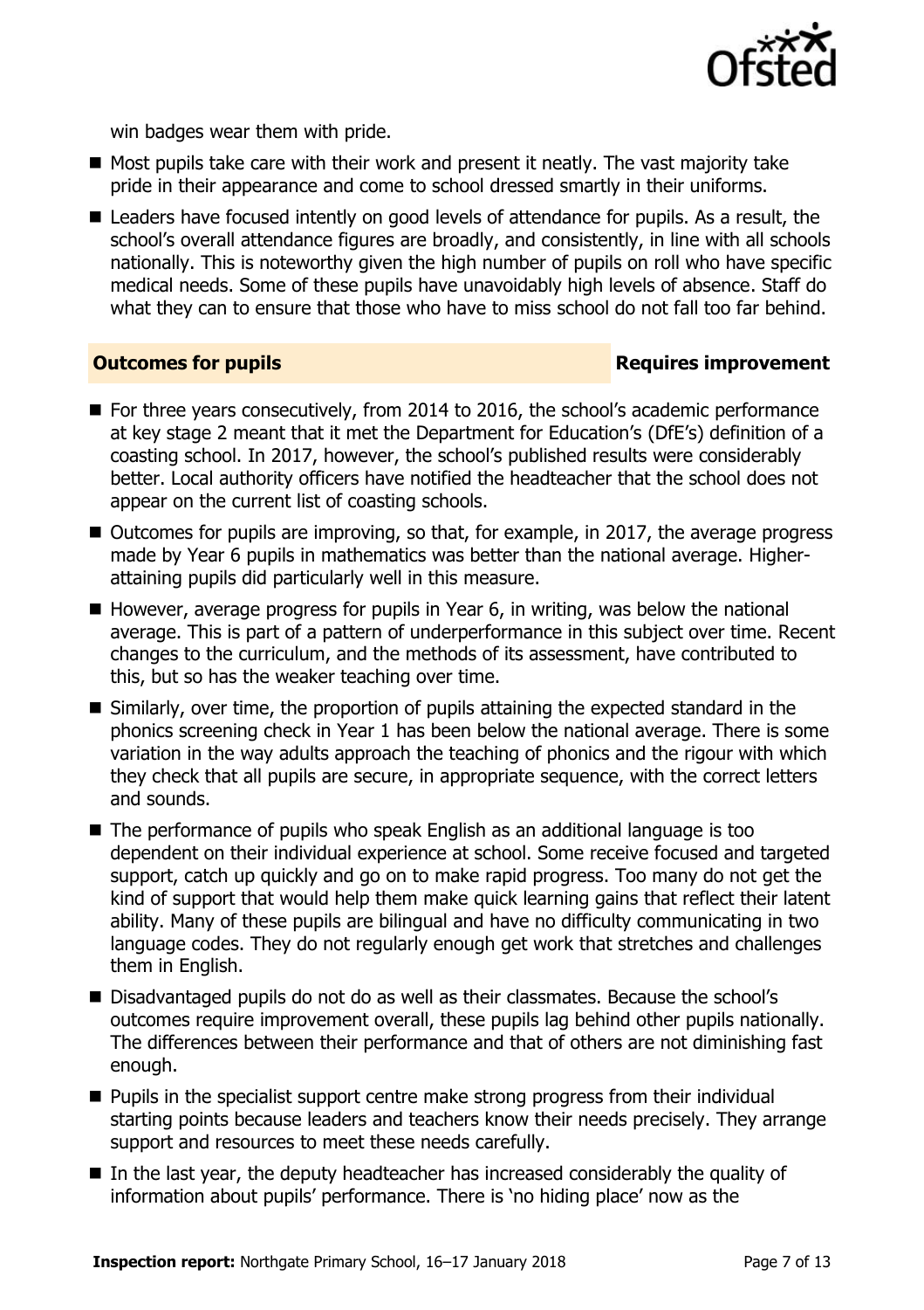win badges wear them with pride.

- Most pupils take care with their work and present it neatly. The vast majority take pride in their appearance and come to school dressed smartly in their uniforms.
- Leaders have focused intently on good levels of attendance for pupils. As a result, the school's overall attendance figures are broadly, and consistently, in line with all schools nationally. This is noteworthy given the high number of pupils on roll who have specific medical needs. Some of these pupils have unavoidably high levels of absence. Staff do what they can to ensure that those who have to miss school do not fall too far behind.

## Outcomes for pupils — Requires improvement

- For three years consecutively, from 2014 to 2016, the school's academic performance at key stage 2 meant that it met the Department for Education's (DfE's) definition of a coasting school. In 2017, however, the school's published results were considerably better. Local authority officers have notified the headteacher that the school does not appear on the current list of coasting schools.
- Outcomes for pupils are improving, so that, for example, in 2017, the average progress made by Year 6 pupils in mathematics was better than the national average. Higher-attaining pupils did particularly well in this measure.
- However, average progress for pupils in Year 6, in writing, was below the national average. This is part of a pattern of underperformance in this subject over time. Recent changes to the curriculum, and the methods of its assessment, have contributed to this, but so has the weaker teaching over time.
- Similarly, over time, the proportion of pupils attaining the expected standard in the phonics screening check in Year 1 has been below the national average. There is some variation in the way adults approach the teaching of phonics and the rigour with which they check that all pupils are secure, in appropriate sequence, with the correct letters and sounds.
- The performance of pupils who speak English as an additional language is too dependent on their individual experience at school. Some receive focused and targeted support, catch up quickly and go on to make rapid progress. Too many do not get the kind of support that would help them make quick learning gains that reflect their latent ability. Many of these pupils are bilingual and have no difficulty communicating in two language codes. They do not regularly enough get work that stretches and challenges them in English.
- Disadvantaged pupils do not do as well as their classmates. Because the school's outcomes require improvement overall, these pupils lag behind other pupils nationally. The differences between their performance and that of others are not diminishing fast enough.
- Pupils in the specialist support centre make strong progress from their individual starting points because leaders and teachers know their needs precisely. They arrange support and resources to meet these needs carefully.
- In the last year, the deputy headteacher has increased considerably the quality of information about pupils' performance. There is 'no hiding place' now as the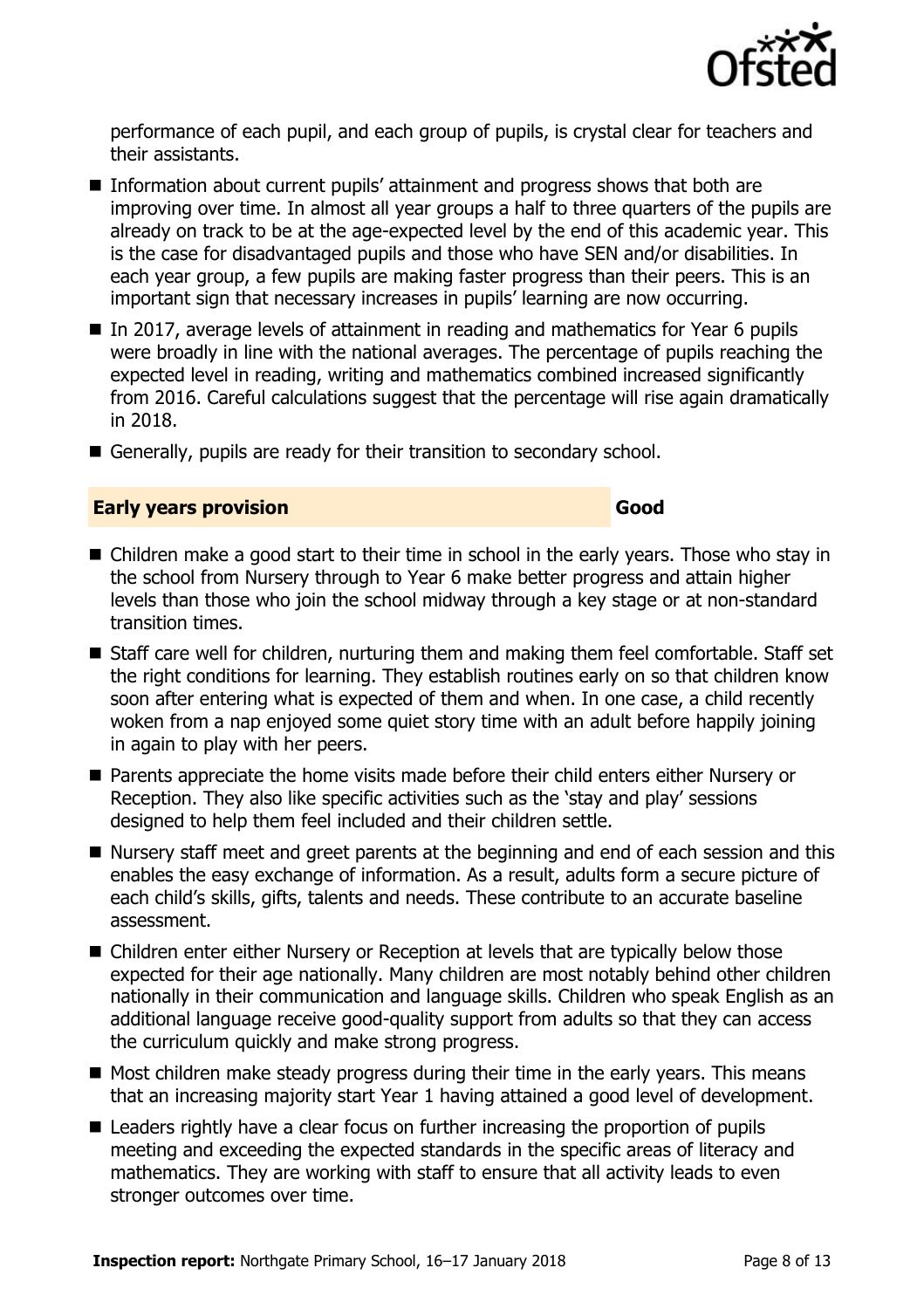performance of each pupil, and each group of pupils, is crystal clear for teachers and their assistants.

- Information about current pupils' attainment and progress shows that both are improving over time. In almost all year groups a half to three quarters of the pupils are already on track to be at the age-expected level by the end of this academic year. This is the case for disadvantaged pupils and those who have SEN and/or disabilities. In each year group, a few pupils are making faster progress than their peers. This is an important sign that necessary increases in pupils' learning are now occurring.
- In 2017, average levels of attainment in reading and mathematics for Year 6 pupils were broadly in line with the national averages. The percentage of pupils reaching the expected level in reading, writing and mathematics combined increased significantly from 2016. Careful calculations suggest that the percentage will rise again dramatically in 2018.
- Generally, pupils are ready for their transition to secondary school.

## Early years provision — Good

- Children make a good start to their time in school in the early years. Those who stay in the school from Nursery through to Year 6 make better progress and attain higher levels than those who join the school midway through a key stage or at non-standard transition times.
- Staff care well for children, nurturing them and making them feel comfortable. Staff set the right conditions for learning. They establish routines early on so that children know soon after entering what is expected of them and when. In one case, a child recently woken from a nap enjoyed some quiet story time with an adult before happily joining in again to play with her peers.
- Parents appreciate the home visits made before their child enters either Nursery or Reception. They also like specific activities such as the 'stay and play' sessions designed to help them feel included and their children settle.
- Nursery staff meet and greet parents at the beginning and end of each session and this enables the easy exchange of information. As a result, adults form a secure picture of each child's skills, gifts, talents and needs. These contribute to an accurate baseline assessment.
- Children enter either Nursery or Reception at levels that are typically below those expected for their age nationally. Many children are most notably behind other children nationally in their communication and language skills. Children who speak English as an additional language receive good-quality support from adults so that they can access the curriculum quickly and make strong progress.
- Most children make steady progress during their time in the early years. This means that an increasing majority start Year 1 having attained a good level of development.
- Leaders rightly have a clear focus on further increasing the proportion of pupils meeting and exceeding the expected standards in the specific areas of literacy and mathematics. They are working with staff to ensure that all activity leads to even stronger outcomes over time.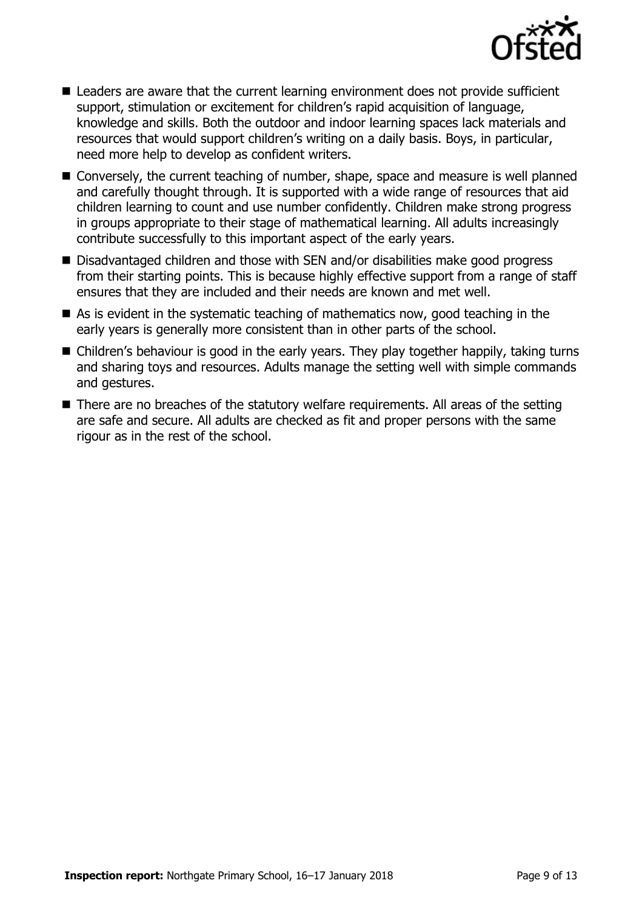- Leaders are aware that the current learning environment does not provide sufficient support, stimulation or excitement for children's rapid acquisition of language, knowledge and skills. Both the outdoor and indoor learning spaces lack materials and resources that would support children's writing on a daily basis. Boys, in particular, need more help to develop as confident writers.
- Conversely, the current teaching of number, shape, space and measure is well planned and carefully thought through. It is supported with a wide range of resources that aid children learning to count and use number confidently. Children make strong progress in groups appropriate to their stage of mathematical learning. All adults increasingly contribute successfully to this important aspect of the early years.
- Disadvantaged children and those with SEN and/or disabilities make good progress from their starting points. This is because highly effective support from a range of staff ensures that they are included and their needs are known and met well.
- As is evident in the systematic teaching of mathematics now, good teaching in the early years is generally more consistent than in other parts of the school.
- Children's behaviour is good in the early years. They play together happily, taking turns and sharing toys and resources. Adults manage the setting well with simple commands and gestures.
- There are no breaches of the statutory welfare requirements. All areas of the setting are safe and secure. All adults are checked as fit and proper persons with the same rigour as in the rest of the school.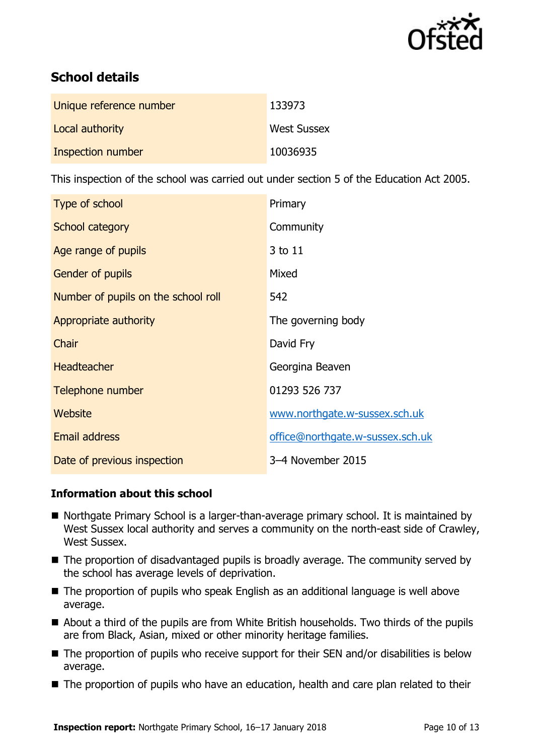## School details

| | |
|---|---|
| Unique reference number | 133973 |
| Local authority | West Sussex |
| Inspection number | 10036935 |

This inspection of the school was carried out under section 5 of the Education Act 2005.

| | |
|---|---|
| Type of school | Primary |
| School category | Community |
| Age range of pupils | 3 to 11 |
| Gender of pupils | Mixed |
| Number of pupils on the school roll | 542 |
| Appropriate authority | The governing body |
| Chair | David Fry |
| Headteacher | Georgina Beaven |
| Telephone number | 01293 526 737 |
| Website | www.northgate.w-sussex.sch.uk |
| Email address | office@northgate.w-sussex.sch.uk |
| Date of previous inspection | 3–4 November 2015 |

### Information about this school

- Northgate Primary School is a larger-than-average primary school. It is maintained by West Sussex local authority and serves a community on the north-east side of Crawley, West Sussex.
- The proportion of disadvantaged pupils is broadly average. The community served by the school has average levels of deprivation.
- The proportion of pupils who speak English as an additional language is well above average.
- About a third of the pupils are from White British households. Two thirds of the pupils are from Black, Asian, mixed or other minority heritage families.
- The proportion of pupils who receive support for their SEN and/or disabilities is below average.
- The proportion of pupils who have an education, health and care plan related to their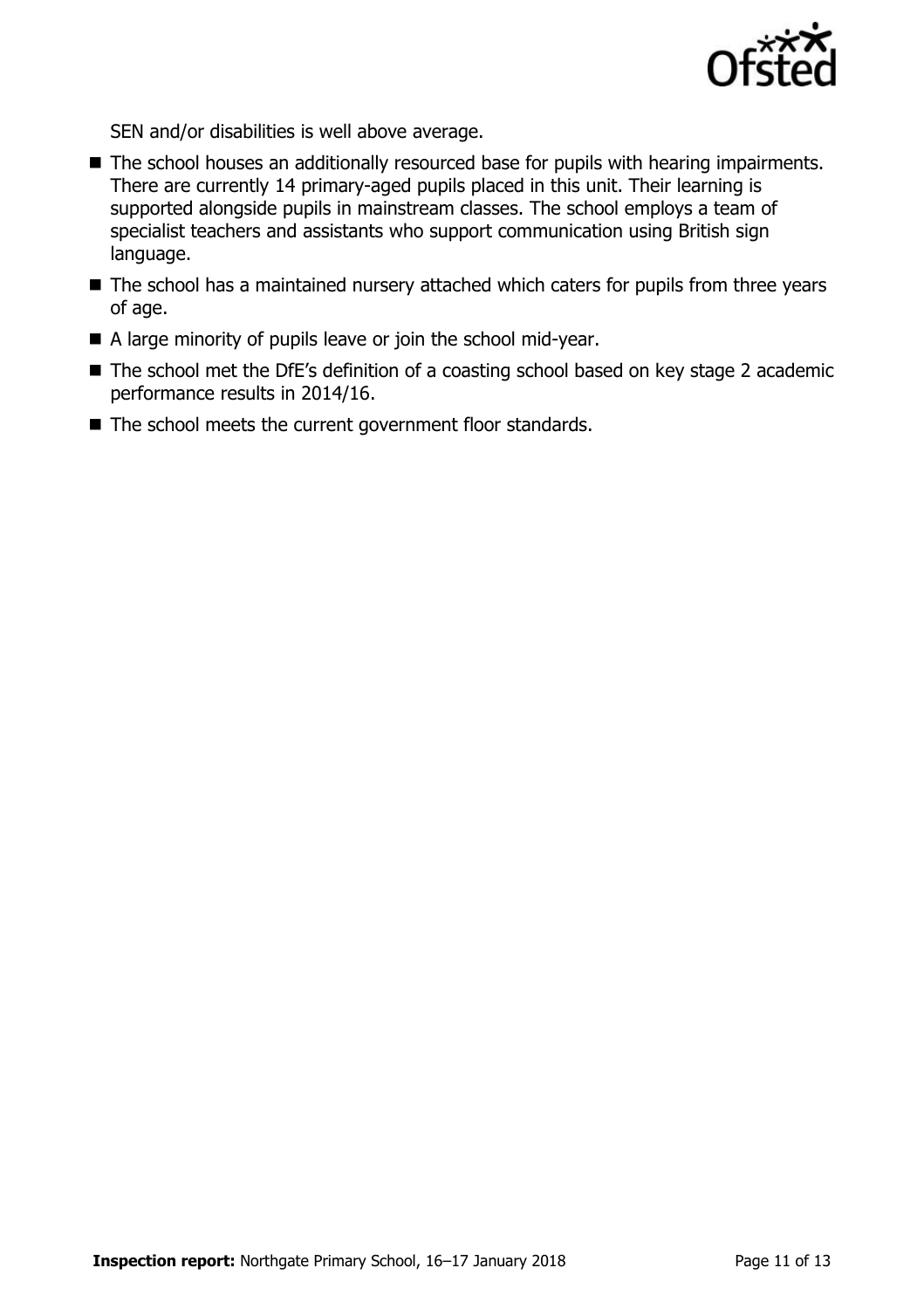SEN and/or disabilities is well above average.

- The school houses an additionally resourced base for pupils with hearing impairments. There are currently 14 primary-aged pupils placed in this unit. Their learning is supported alongside pupils in mainstream classes. The school employs a team of specialist teachers and assistants who support communication using British sign language.
- The school has a maintained nursery attached which caters for pupils from three years of age.
- A large minority of pupils leave or join the school mid-year.
- The school met the DfE's definition of a coasting school based on key stage 2 academic performance results in 2014/16.
- The school meets the current government floor standards.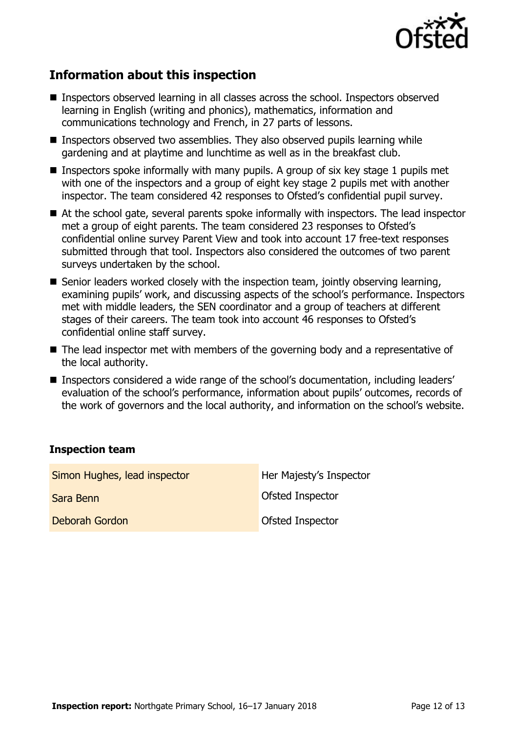## Information about this inspection

- Inspectors observed learning in all classes across the school. Inspectors observed learning in English (writing and phonics), mathematics, information and communications technology and French, in 27 parts of lessons.
- Inspectors observed two assemblies. They also observed pupils learning while gardening and at playtime and lunchtime as well as in the breakfast club.
- Inspectors spoke informally with many pupils. A group of six key stage 1 pupils met with one of the inspectors and a group of eight key stage 2 pupils met with another inspector. The team considered 42 responses to Ofsted's confidential pupil survey.
- At the school gate, several parents spoke informally with inspectors. The lead inspector met a group of eight parents. The team considered 23 responses to Ofsted's confidential online survey Parent View and took into account 17 free-text responses submitted through that tool. Inspectors also considered the outcomes of two parent surveys undertaken by the school.
- Senior leaders worked closely with the inspection team, jointly observing learning, examining pupils' work, and discussing aspects of the school's performance. Inspectors met with middle leaders, the SEN coordinator and a group of teachers at different stages of their careers. The team took into account 46 responses to Ofsted's confidential online staff survey.
- The lead inspector met with members of the governing body and a representative of the local authority.
- Inspectors considered a wide range of the school's documentation, including leaders' evaluation of the school's performance, information about pupils' outcomes, records of the work of governors and the local authority, and information on the school's website.

### Inspection team

| | |
|---|---|
| Simon Hughes, lead inspector | Her Majesty's Inspector |
| Sara Benn | Ofsted Inspector |
| Deborah Gordon | Ofsted Inspector |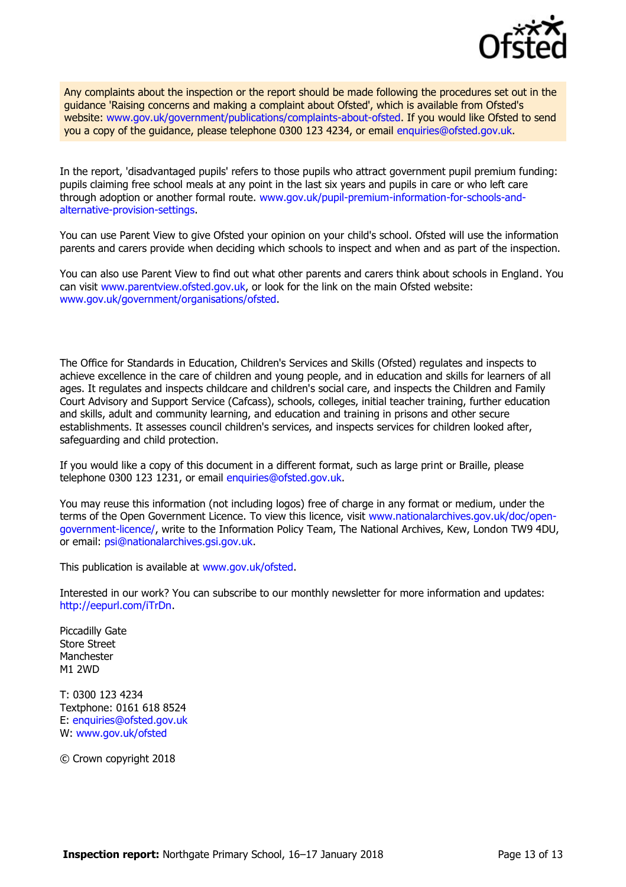Any complaints about the inspection or the report should be made following the procedures set out in the guidance 'Raising concerns and making a complaint about Ofsted', which is available from Ofsted's website: www.gov.uk/government/publications/complaints-about-ofsted. If you would like Ofsted to send you a copy of the guidance, please telephone 0300 123 4234, or email enquiries@ofsted.gov.uk.

In the report, 'disadvantaged pupils' refers to those pupils who attract government pupil premium funding: pupils claiming free school meals at any point in the last six years and pupils in care or who left care through adoption or another formal route. www.gov.uk/pupil-premium-information-for-schools-and-alternative-provision-settings.

You can use Parent View to give Ofsted your opinion on your child's school. Ofsted will use the information parents and carers provide when deciding which schools to inspect and when and as part of the inspection.

You can also use Parent View to find out what other parents and carers think about schools in England. You can visit www.parentview.ofsted.gov.uk, or look for the link on the main Ofsted website: www.gov.uk/government/organisations/ofsted.

The Office for Standards in Education, Children's Services and Skills (Ofsted) regulates and inspects to achieve excellence in the care of children and young people, and in education and skills for learners of all ages. It regulates and inspects childcare and children's social care, and inspects the Children and Family Court Advisory and Support Service (Cafcass), schools, colleges, initial teacher training, further education and skills, adult and community learning, and education and training in prisons and other secure establishments. It assesses council children's services, and inspects services for children looked after, safeguarding and child protection.

If you would like a copy of this document in a different format, such as large print or Braille, please telephone 0300 123 1231, or email enquiries@ofsted.gov.uk.

You may reuse this information (not including logos) free of charge in any format or medium, under the terms of the Open Government Licence. To view this licence, visit www.nationalarchives.gov.uk/doc/open-government-licence/, write to the Information Policy Team, The National Archives, Kew, London TW9 4DU, or email: psi@nationalarchives.gsi.gov.uk.

This publication is available at www.gov.uk/ofsted.

Interested in our work? You can subscribe to our monthly newsletter for more information and updates: http://eepurl.com/iTrDn.

Piccadilly Gate  
Store Street  
Manchester  
M1 2WD

T: 0300 123 4234  
Textphone: 0161 618 8524  
E: enquiries@ofsted.gov.uk  
W: www.gov.uk/ofsted

© Crown copyright 2018